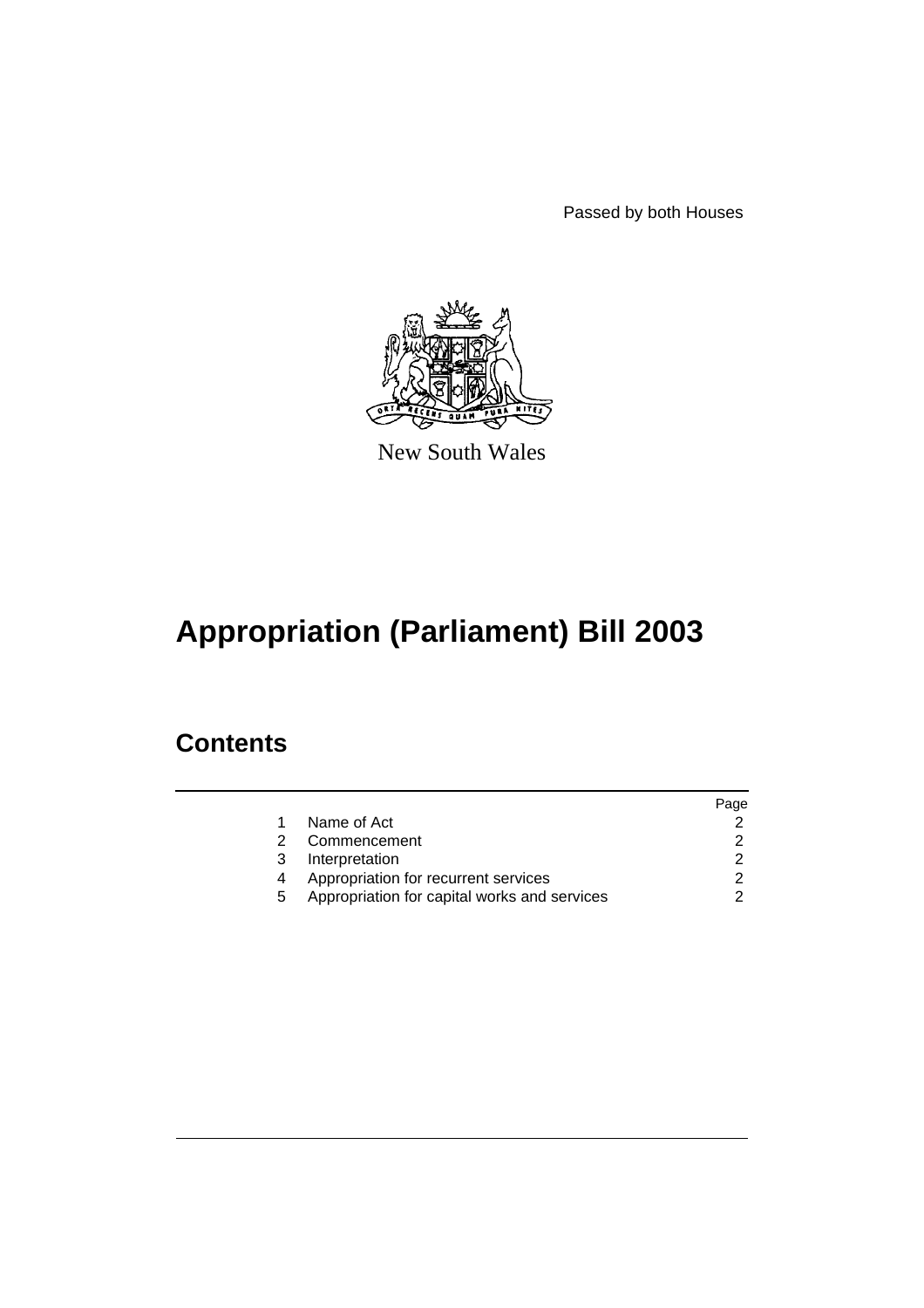Passed by both Houses

New South Wales

# Appropriation (Parliament) Bill 2003

## Contents

| | | Page |
|---|---|---|
| 1 | Name of Act | 2 |
| 2 | Commencement | 2 |
| 3 | Interpretation | 2 |
| 4 | Appropriation for recurrent services | 2 |
| 5 | Appropriation for capital works and services | 2 |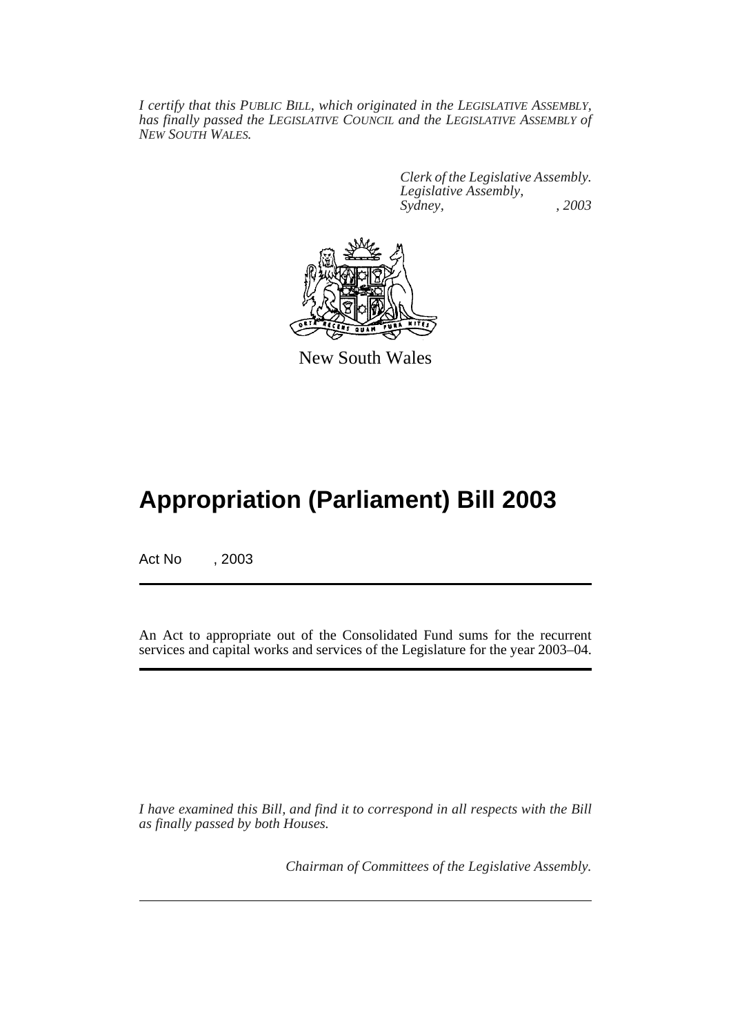*I certify that this PUBLIC BILL, which originated in the LEGISLATIVE ASSEMBLY, has finally passed the LEGISLATIVE COUNCIL and the LEGISLATIVE ASSEMBLY of NEW SOUTH WALES.*

*Clerk of the Legislative Assembly.*
*Legislative Assembly,*
*Sydney, , 2003*

New South Wales

# Appropriation (Parliament) Bill 2003

Act No , 2003

An Act to appropriate out of the Consolidated Fund sums for the recurrent services and capital works and services of the Legislature for the year 2003–04.

*I have examined this Bill, and find it to correspond in all respects with the Bill as finally passed by both Houses.*

*Chairman of Committees of the Legislative Assembly.*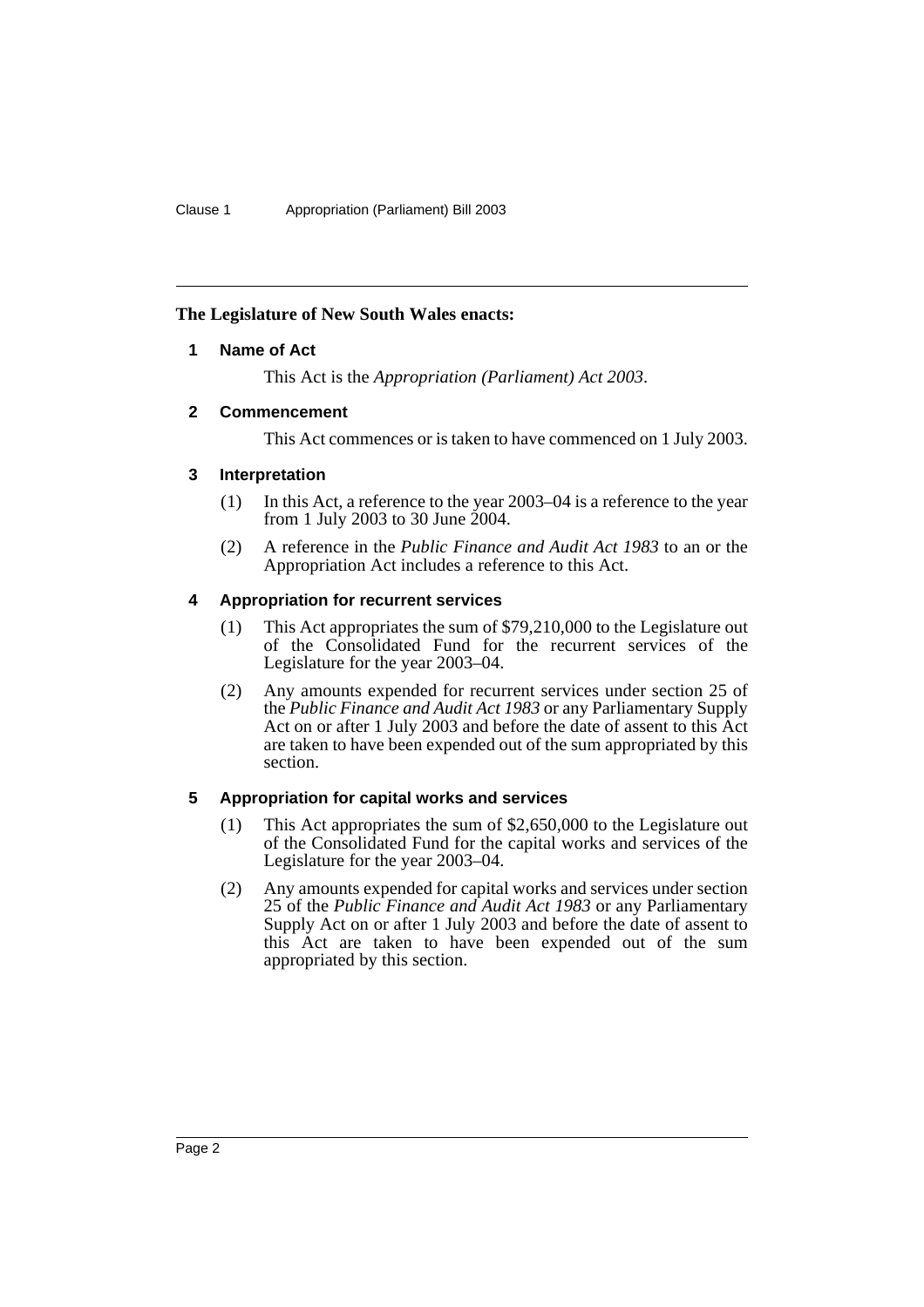**The Legislature of New South Wales enacts:**

## 1 Name of Act

This Act is the *Appropriation (Parliament) Act 2003*.

## 2 Commencement

This Act commences or is taken to have commenced on 1 July 2003.

## 3 Interpretation

(1) In this Act, a reference to the year 2003–04 is a reference to the year from 1 July 2003 to 30 June 2004.

(2) A reference in the *Public Finance and Audit Act 1983* to an or the Appropriation Act includes a reference to this Act.

## 4 Appropriation for recurrent services

(1) This Act appropriates the sum of $79,210,000 to the Legislature out of the Consolidated Fund for the recurrent services of the Legislature for the year 2003–04.

(2) Any amounts expended for recurrent services under section 25 of the *Public Finance and Audit Act 1983* or any Parliamentary Supply Act on or after 1 July 2003 and before the date of assent to this Act are taken to have been expended out of the sum appropriated by this section.

## 5 Appropriation for capital works and services

(1) This Act appropriates the sum of $2,650,000 to the Legislature out of the Consolidated Fund for the capital works and services of the Legislature for the year 2003–04.

(2) Any amounts expended for capital works and services under section 25 of the *Public Finance and Audit Act 1983* or any Parliamentary Supply Act on or after 1 July 2003 and before the date of assent to this Act are taken to have been expended out of the sum appropriated by this section.